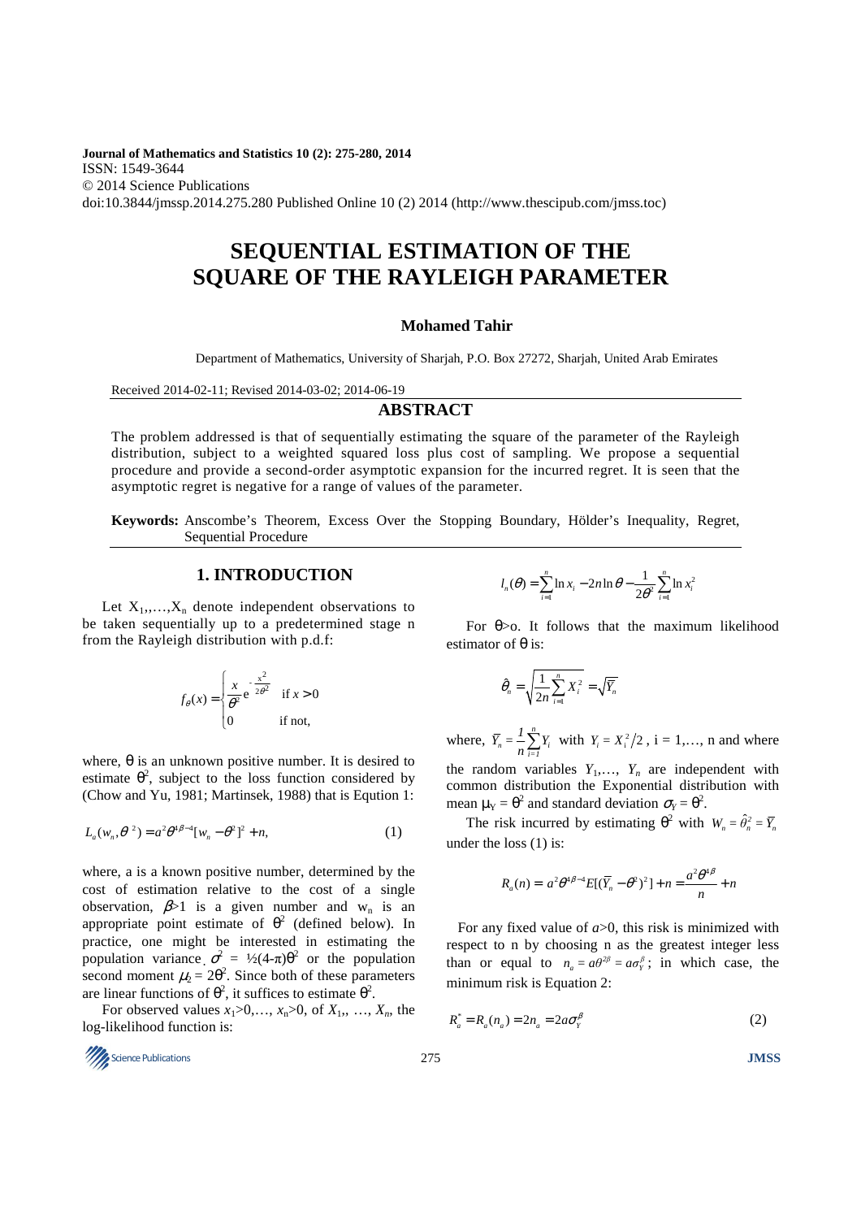**Journal of Mathematics and Statistics 10 (2): 275-280, 2014**
ISSN: 1549-3644
© 2014 Science Publications
doi:10.3844/jmssp.2014.275.280 Published Online 10 (2) 2014 (http://www.thescipub.com/jmss.toc)

# SEQUENTIAL ESTIMATION OF THE SQUARE OF THE RAYLEIGH PARAMETER

**Mohamed Tahir**

Department of Mathematics, University of Sharjah, P.O. Box 27272, Sharjah, United Arab Emirates

Received 2014-02-11; Revised 2014-03-02; 2014-06-19

## ABSTRACT

The problem addressed is that of sequentially estimating the square of the parameter of the Rayleigh distribution, subject to a weighted squared loss plus cost of sampling. We propose a sequential procedure and provide a second-order asymptotic expansion for the incurred regret. It is seen that the asymptotic regret is negative for a range of values of the parameter.

**Keywords:** Anscombe's Theorem, Excess Over the Stopping Boundary, Hölder's Inequality, Regret, Sequential Procedure

## 1. INTRODUCTION

Let $X_1,\ldots,X_n$ denote independent observations to be taken sequentially up to a predetermined stage n from the Rayleigh distribution with p.d.f:

$$f_\theta(x) = \begin{cases} \dfrac{x}{\theta^2} e^{-\frac{x^2}{2\theta^2}} & \text{if } x > 0 \\ 0 & \text{if not,} \end{cases}$$

where, θ is an unknown positive number. It is desired to estimate $\theta^2$, subject to the loss function considered by (Chow and Yu, 1981; Martinsek, 1988) that is Equtiön 1:

$$L_a(w_n, \theta^2) = a^2\theta^{4\beta-4}[w_n - \theta^2]^2 + n, \tag{1}$$

where, a is a known positive number, determined by the cost of estimation relative to the cost of a single observation, $\beta > 1$ is a given number and $w_n$ is an appropriate point estimate of $\theta^2$ (defined below). In practice, one might be interested in estimating the population variance $\sigma^2 = \frac{1}{2}(4-\pi)\theta^2$ or the population second moment $\mu_2 = 2\theta^2$. Since both of these parameters are linear functions of $\theta^2$, it suffices to estimate $\theta^2$.

For observed values $x_1>0,\ldots,x_n>0$, of $X_1,\ldots,X_n$, the log-likelihood function is:

$$l_n(\theta) = \sum_{i=1}^{n} \ln x_i - 2n\ln\theta - \frac{1}{2\theta^2}\sum_{i=1}^{n} \ln x_i^2$$

For θ>o. It follows that the maximum likelihood estimator of θ is:

$$\hat{\theta}_n = \sqrt{\frac{1}{2n}\sum_{i=1}^{n} X_i^2} = \sqrt{\overline{Y}_n}$$

where, $\overline{Y}_n = \frac{1}{n}\sum_{i=1}^{n} Y_i$ with $Y_i = X_i^2/2$, i = 1,…, n and where the random variables $Y_1,\ldots,Y_n$ are independent with common distribution the Exponential distribution with mean $\mu_Y = \theta^2$ and standard deviation $\sigma_Y = \theta^2$.

The risk incurred by estimating $\theta^2$ with $W_n = \hat{\theta}_n^2 = \overline{Y}_n$ under the loss (1) is:

$$R_a(n) = a^2\theta^{4\beta-4}E[(\overline{Y}_n - \theta^2)^2] + n = \frac{a^2\theta^{4\beta}}{n} + n$$

For any fixed value of $a>0$, this risk is minimized with respect to n by choosing n as the greatest integer less than or equal to $n_a = a\theta^{2\beta} = a\sigma_Y^\beta$; in which case, the minimum risk is Equation 2:

$$R_a^* = R_a(n_a) = 2n_a = 2a\sigma_Y^\beta \tag{2}$$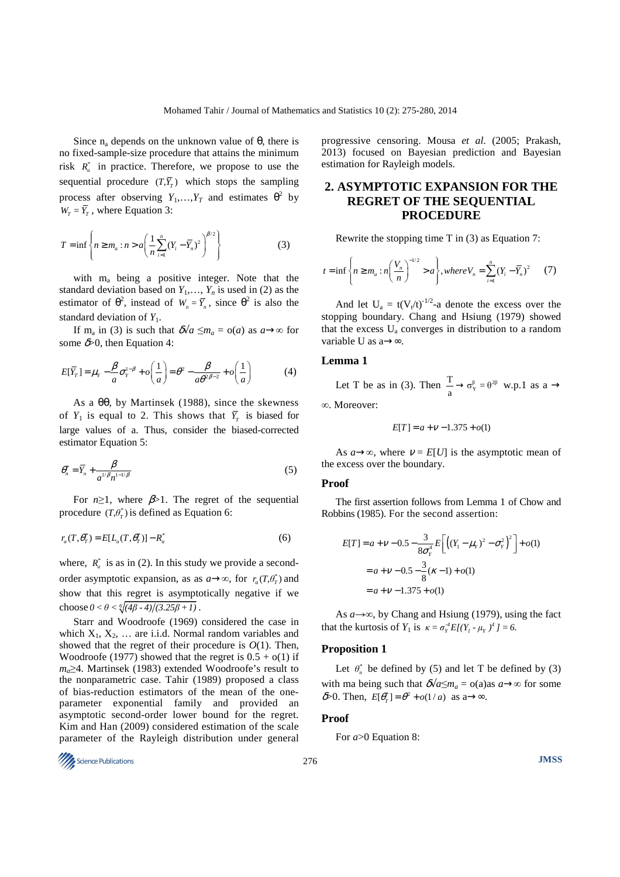Since $n_a$ depends on the unknown value of θ, there is no fixed-sample-size procedure that attains the minimum risk $R_a^*$ in practice. Therefore, we propose to use the sequential procedure $(T,\bar{Y}_T)$ which stops the sampling process after observing $Y_1,\ldots,Y_T$ and estimates $\theta^2$ by $W_T = \bar{Y}_T$, where Equation 3:

$$T = \inf\left\{ n \geq m_a : n > a\left(\frac{1}{n}\sum_{i=1}^{n}(Y_i - \bar{Y}_n)^2\right)^{\beta/2}\right\} \tag{3}$$

with $m_a$ being a positive integer. Note that the standard deviation based on $Y_1,\ldots, Y_n$ is used in (2) as the estimator of $\theta^2$, instead of $W_n = \bar{Y}_n$, since $\theta^2$ is also the standard deviation of $Y_1$.

If $m_a$ in (3) is such that $\delta\sqrt{a} \leq m_a = o(a)$ as $a\to\infty$ for some $\delta>0$, then Equation 4:

$$E[\bar{Y}_T] = \mu_Y - \frac{\beta}{a}\sigma_Y^{1-\beta} + o\left(\frac{1}{a}\right) = \theta^2 - \frac{\beta}{a\theta^{2\beta-2}} + o\left(\frac{1}{a}\right) \tag{4}$$

As a θθ, by Martinsek (1988), since the skewness of $Y_1$ is equal to 2. This shows that $\bar{Y}_T$ is biased for large values of a. Thus, consider the biased-corrected estimator Equation 5:

$$\theta_n^* = \bar{Y}_n + \frac{\beta}{a^{1/\beta}n^{1-1/\beta}} \tag{5}$$

For $n\geq 1$, where $\beta>1$. The regret of the sequential procedure $(T,\theta_T^*)$ is defined as Equation 6:

$$r_a(T,\theta_T^*) = E[L_a(T,\theta_T^*)] - R_a^* \tag{6}$$

where, $R_a^*$ is as in (2). In this study we provide a second-order asymptotic expansion, as as $a\to\infty$, for $r_a(T,\theta_T^*)$ and show that this regret is asymptotically negative if we choose $0 < \theta < \sqrt[6]{(4\beta - 4)/(3.25\beta + 1)}$.

Starr and Woodroofe (1969) considered the case in which $X_1$, $X_2$, … are i.i.d. Normal random variables and showed that the regret of their procedure is $O(1)$. Then, Woodroofe (1977) showed that the regret is $0.5 + o(1)$ if $m_a\geq 4$. Martinsek (1983) extended Woodroofe's result to the nonparametric case. Tahir (1989) proposed a class of bias-reduction estimators of the mean of the one-parameter exponential family and provided an asymptotic second-order lower bound for the regret. Kim and Han (2009) considered estimation of the scale parameter of the Rayleigh distribution under general progressive censoring. Mousa *et al*. (2005; Prakash, 2013) focused on Bayesian prediction and Bayesian estimation for Rayleigh models.

## 2. ASYMPTOTIC EXPANSION FOR THE REGRET OF THE SEQUENTIAL PROCEDURE

Rewrite the stopping time T in (3) as Equation 7:

$$t = \inf\left\{ n \geq m_a : n\left(\frac{V_n}{n}\right)^{-1/2} > a\right\}, where V_n = \sum_{i=1}^{n}(Y_i - \bar{Y}_n)^2 \tag{7}$$

And let $U_a = t(V_t/t)^{-1/2}$-a denote the excess over the stopping boundary. $U_a$ Chang and Hsiung (1979) showed that the excess $U_a$ converges in distribution to a random variable U as $a\to\infty$.

### Lemma 1

Let T be as in (3). Then $\frac{T}{a} \to \sigma_Y^{\beta} = \theta^{2\beta}$ w.p.1 as $a\to\infty$. Moreover:

$$E[T] = a + \nu - 1.375 + o(1)$$

As $a\to\infty$, where $\nu = E[U]$ is the asymptotic mean of the excess over the boundary.

### Proof

The first assertion follows from Lemma 1 of Chow and Robbins (1985). For the second assertion:

$$\begin{aligned} E[T] &= a + \nu - 0.5 - \frac{3}{8\sigma_Y^4}E\left[\left((Y_1-\mu_Y)^2 - \sigma_Y^2\right)^2\right] + o(1) \\ &= a + \nu - 0.5 - \frac{3}{8}(\kappa - 1) + o(1) \\ &= a + \nu - 1.375 + o(1) \end{aligned}$$

As $a\to\infty$, by Chang and Hsiung (1979), using the fact that the kurtosis of $Y_1$ is $\kappa = \sigma_Y^{-4}E[(Y_1 - \mu_Y)^4] = 6$.

### Proposition 1

Let $\theta_n^*$ be defined by (5) and let T be defined by (3) with ma being such that $\delta\sqrt{a}\leq m_a = o(a)$as $a\to\infty$ for some $\delta>0$. Then, $E[\theta_T^*] = \theta^2 + o(1/a)$ as $a\to\infty$.

### Proof

For $a>0$ Equation 8: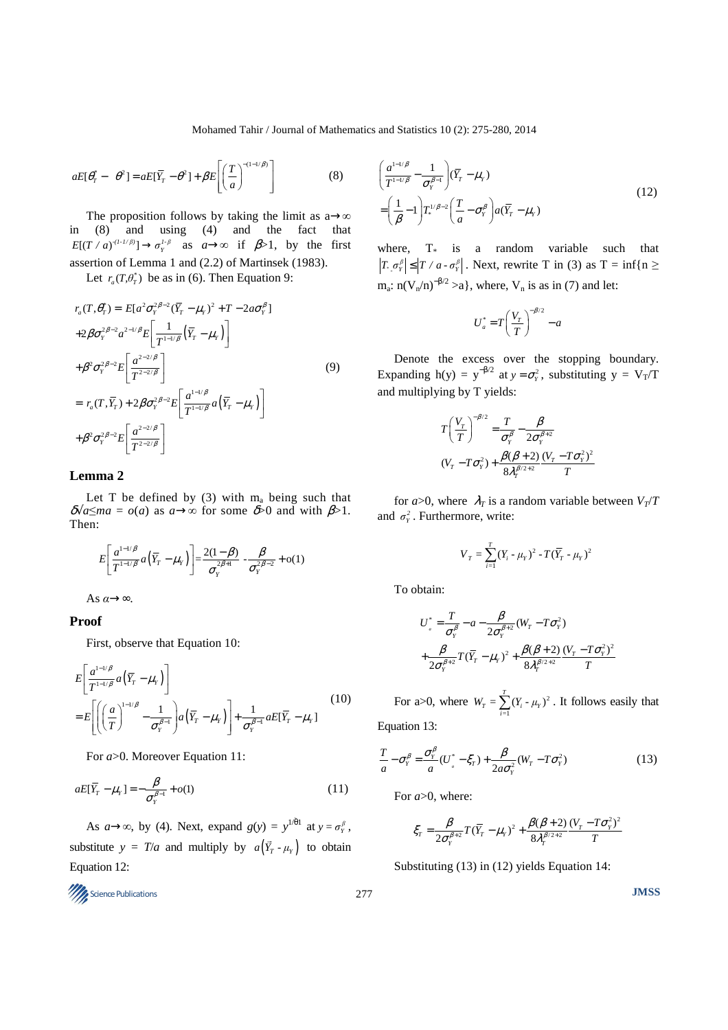$$aE[\theta_T^* - \theta^2] = aE[\bar{Y}_T - \theta^2] + \beta E\left[\left(\frac{T}{a}\right)^{-(1-1/\beta)}\right] \tag{8}$$

The proposition follows by taking the limit as $a\rightarrow\infty$ in (8) and using (4) and the fact that $E[(T/a)^{-(1-1/\beta)}] \rightarrow \sigma_Y^{1-\beta}$ as $a\rightarrow\infty$ if $\beta>1$, by the first assertion of Lemma 1 and (2.2) of Martinsek (1983).

Let $r_a(T,\theta_T^*)$ be as in (6). Then Equation 9:

$$\begin{aligned}
r_a(T,\theta_T^*) &= E[a^2\sigma_Y^{2\beta-2}(\bar{Y}_T - \mu_Y)^2 + T - 2a\sigma_Y^{\beta}] \\
&+ 2\beta\sigma_Y^{2\beta-2}a^{2-1/\beta}E\left[\frac{1}{T^{1-1/\beta}}\left(\bar{Y}_T - \mu_Y\right)\right] \\
&+ \beta^2\sigma_Y^{2\beta-2}E\left[\frac{a^{2-2/\beta}}{T^{2-2/\beta}}\right] \\
&= r_a(T,\bar{Y}_T) + 2\beta\sigma_Y^{2\beta-2}E\left[\frac{a^{1-1/\beta}}{T^{1-1/\beta}}a\left(\bar{Y}_T - \mu_Y\right)\right] \\
&+ \beta^2\sigma_Y^{2\beta-2}E\left[\frac{a^{2-2/\beta}}{T^{2-2/\beta}}\right]
\end{aligned} \tag{9}$$

## Lemma 2

Let T be defined by (3) with $m_a$ being such that $\delta/a \leq ma = o(a)$ as $a\rightarrow\infty$ for some $\delta>0$ and with $\beta>1$. Then:

$$E\left[\frac{a^{1-1/\beta}}{T^{1-1/\beta}}a\left(\bar{Y}_T - \mu_Y\right)\right] = \frac{2(1-\beta)}{\sigma_Y^{2\beta+1}} - \frac{\beta}{\sigma_Y^{2\beta-2}} + o(1)$$

As $a\rightarrow\infty$.

## Proof

First, observe that Equation 10:

$$\begin{aligned}
&E\left[\frac{a^{1-1/\beta}}{T^{1-1/\beta}}a\left(\bar{Y}_T - \mu_Y\right)\right] \\
&= E\left[\left(\left(\frac{a}{T}\right)^{1-1/\beta} - \frac{1}{\sigma_Y^{\beta-1}}\right)a\left(\bar{Y}_T - \mu_Y\right)\right] + \frac{1}{\sigma_Y^{\beta-1}}aE[\bar{Y}_T - \mu_Y]
\end{aligned} \tag{10}$$

For $a>0$. Moreover Equation 11:

$$aE[\bar{Y}_T - \mu_Y] = -\frac{\beta}{\sigma_Y^{\beta-1}} + o(1) \tag{11}$$

As $a\rightarrow\infty$, by (4). Next, expand $g(y) = y^{1/\theta 1}$ at $y = \sigma_Y^{\beta}$, substitute $y = T/a$ and multiply by $a\left(\bar{Y}_T - \mu_Y\right)$ to obtain Equation 12:

$$\begin{aligned}
&\left(\frac{a^{1-1/\beta}}{T^{1-1/\beta}} - \frac{1}{\sigma_Y^{\beta-1}}\right)(\bar{Y}_T - \mu_Y) \\
&= \left(\frac{1}{\beta} - 1\right)T_*^{1/\beta-2}\left(\frac{T}{a} - \sigma_Y^{\beta}\right)a(\bar{Y}_T - \mu_Y)
\end{aligned} \tag{12}$$

where, $T_*$ is a random variable such that $\left|T_* \sigma_Y^{\beta}\right| \leq \left|T/a - \sigma_Y^{\beta}\right|$. Next, rewrite T in (3) as $T = \inf\{n \geq m_a: n(V_n/n)^{-\beta/2} > a\}$, where, $V_n$ is as in (7) and let:

$$U_a^* = T\left(\frac{V_T}{T}\right)^{-\beta/2} - a$$

Denote the excess over the stopping boundary. Expanding $h(y) = y^{-\beta/2}$ at $y = \sigma_Y^2$, substituting $y = V_T/T$ and multiplying by T yields:

$$\begin{aligned}
T\left(\frac{V_T}{T}\right)^{-\beta/2} &= \frac{T}{\sigma_Y^{\beta}} - \frac{\beta}{2\sigma_Y^{\beta+2}} \\
&(V_T - T\sigma_Y^2) + \frac{\beta(\beta+2)}{8\lambda_T^{\beta/2+2}}\frac{(V_T - T\sigma_Y^2)^2}{T}
\end{aligned}$$

for $a>0$, where $\lambda_T$ is a random variable between $V_T/T$ and $\sigma_Y^2$. Furthermore, write:

$$V_T = \sum_{i=1}^{T}(Y_i - \mu_Y)^2 - T(\bar{Y}_T - \mu_Y)^2$$

To obtain:

$$\begin{aligned}
U_a^* &= \frac{T}{\sigma_Y^{\beta}} - a - \frac{\beta}{2\sigma_Y^{\beta+2}}(W_T - T\sigma_Y^2) \\
&+ \frac{\beta}{2\sigma_Y^{\beta+2}}T(\bar{Y}_T - \mu_Y)^2 + \frac{\beta(\beta+2)}{8\lambda_T^{\beta/2+2}}\frac{(V_T - T\sigma_Y^2)^2}{T}
\end{aligned}$$

For $a>0$, where $W_T = \sum_{i=1}^{T}(Y_i - \mu_Y)^2$. It follows easily that Equation 13:

$$\frac{T}{a} - \sigma_Y^{\beta} = \frac{\sigma_Y^{\beta}}{a}(U_a^* - \xi_T) + \frac{\beta}{2a\sigma_Y^2}(W_T - T\sigma_Y^2) \tag{13}$$

For $a>0$, where:

$$\xi_T = \frac{\beta}{2\sigma_Y^{\beta+2}}T(\bar{Y}_T - \mu_Y)^2 + \frac{\beta(\beta+2)}{8\lambda_T^{\beta/2+2}}\frac{(V_T - T\sigma_Y^2)^2}{T}$$

Substituting (13) in (12) yields Equation 14: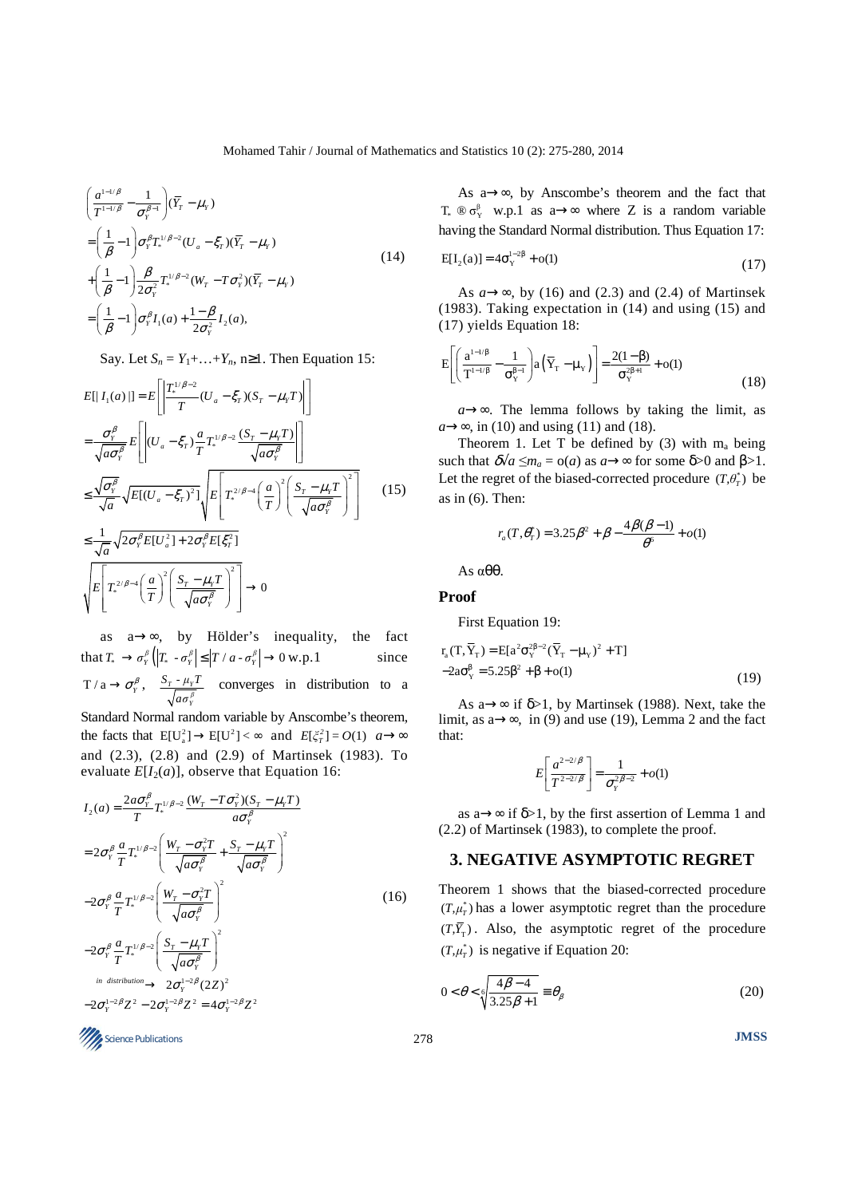$$
\begin{aligned}
&\left(\frac{a^{1-1/\beta}}{T^{1-1/\beta}}-\frac{1}{\sigma_Y^{\beta-1}}\right)(\overline{Y}_T-\mu_Y) \\
&=\left(\frac{1}{\beta}-1\right)\sigma_Y^{\beta}T_*^{1/\beta-2}(U_a-\xi_T)(\overline{Y}_T-\mu_Y) \\
&+\left(\frac{1}{\beta}-1\right)\frac{\beta}{2\sigma_Y^2}T_*^{1/\beta-2}(W_T-T\sigma_Y^2)(\overline{Y}_T-\mu_Y) \\
&=\left(\frac{1}{\beta}-1\right)\sigma_Y^{\beta}I_1(a)+\frac{1-\beta}{2\sigma_Y^2}I_2(a),
\end{aligned}
\tag{14}
$$

Say. Let $S_n = Y_1+\ldots+Y_n$, $n\geq 1$. Then Equation 15:

$$
\begin{aligned}
E[|I_1(a)|] &= E\left[\left|\frac{T_*^{1/\beta-2}}{T}(U_a-\xi_T)(S_T-\mu_Y T)\right|\right] \\
&=\frac{\sigma_Y^{\beta}}{\sqrt{a\sigma_Y^{\beta}}}E\left[\left|(U_a-\xi_T)\frac{a}{T}T_*^{1/\beta-2}\frac{(S_T-\mu_Y T)}{\sqrt{a\sigma_Y^{\beta}}}\right|\right] \\
&\leq\frac{\sqrt{\sigma_Y^{\beta}}}{\sqrt{a}}\sqrt{E[(U_a-\xi_T)^2]}\sqrt{E\left[T_*^{2/\beta-4}\left(\frac{a}{T}\right)^2\left(\frac{S_T-\mu_Y T}{\sqrt{a\sigma_Y^{\beta}}}\right)^2\right]} \\
&\leq\frac{1}{\sqrt{a}}\sqrt{2\sigma_Y^{\beta}E[U_a^2]+2\sigma_Y^{\beta}E[\xi_T^2]} \\
&\sqrt{E\left[T_*^{2/\beta-4}\left(\frac{a}{T}\right)^2\left(\frac{S_T-\mu_Y T}{\sqrt{a\sigma_Y^{\beta}}}\right)^2\right]}\to 0
\end{aligned}
\tag{15}
$$

as $a\to\infty$, by Hölder's inequality, the fact that $T_*\to\sigma_Y^{\beta}\left(\left|T_*-\sigma_Y^{\beta}\right|\leq\left|T/a-\sigma_Y^{\beta}\right|\to 0\text{ w.p.1}\right.$ since $T/a\to\sigma_Y^{\beta}$, $\frac{S_T-\mu_Y T}{\sqrt{a\sigma_Y^{\beta}}}$ converges in distribution to a Standard Normal random variable by Anscombe's theorem, the facts that $E[U_a^2]\to E[U^2]<\infty$ and $E[\xi_T^2]=O(1)$ $a\to\infty$ and (2.3), (2.8) and (2.9) of Martinsek (1983). To evaluate $E[I_2(a)]$, observe that Equation 16:

$$
\begin{aligned}
I_2(a) &= \frac{2a\sigma_Y^{\beta}}{T}T_*^{1/\beta-2}\frac{(W_T-T\sigma_Y^2)(S_T-\mu_Y T)}{a\sigma_Y^{\beta}} \\
&=2\sigma_Y^{\beta}\frac{a}{T}T_*^{1/\beta-2}\left(\frac{W_T-\sigma_Y^2 T}{\sqrt{a\sigma_Y^{\beta}}}+\frac{S_T-\mu_Y T}{\sqrt{a\sigma_Y^{\beta}}}\right)^2 \\
&-2\sigma_Y^{\beta}\frac{a}{T}T_*^{1/\beta-2}\left(\frac{W_T-\sigma_Y^2 T}{\sqrt{a\sigma_Y^{\beta}}}\right)^2 \\
&-2\sigma_Y^{\beta}\frac{a}{T}T_*^{1/\beta-2}\left(\frac{S_T-\mu_Y T}{\sqrt{a\sigma_Y^{\beta}}}\right)^2 \\
&\xrightarrow{\text{in distribution}} 2\sigma_Y^{1-2\beta}(2Z)^2 \\
&-2\sigma_Y^{1-2\beta}Z^2-2\sigma_Y^{1-2\beta}Z^2=4\sigma_Y^{1-2\beta}Z^2
\end{aligned}
\tag{16}
$$

As $a\to\infty$, by Anscombe's theorem and the fact that $T_*\to\sigma_Y^{\beta}$ w.p.1 as $a\to\infty$ where Z is a random variable having the Standard Normal distribution. Thus Equation 17:

$$
E[I_2(a)]=4\sigma_Y^{1-2\beta}+o(1)
\tag{17}
$$

As $a\to\infty$, by (16) and (2.3) and (2.4) of Martinsek (1983). Taking expectation in (14) and using (15) and (17) yields Equation 18:

$$
E\left[\left(\frac{a^{1-1/\beta}}{T^{1-1/\beta}}-\frac{1}{\sigma_Y^{\beta-1}}\right)a\left(\overline{Y}_T-\mu_Y\right)\right]=\frac{2(1-\beta)}{\sigma_Y^{2\beta+1}}+o(1)
\tag{18}
$$

$a\to\infty$. The lemma follows by taking the limit, as $a\to\infty$, in (10) and using (11) and (18).

Theorem 1. Let T be defined by (3) with $m_a$ being such that $\delta/a\leq m_a=o(a)$ as $a\to\infty$ for some $\delta>0$ and $\beta>1$. Let the regret of the biased-corrected procedure $(T,\theta_T^*)$ be as in (6). Then:

$$
r_a(T,\theta_T^*)=3.25\beta^2+\beta-\frac{4\beta(\beta-1)}{\theta^6}+o(1)
$$

As αθθ.

### Proof

First Equation 19:

$$
\begin{aligned}
&r_a(T,\overline{Y}_T)=E[a^2\sigma_Y^{2\beta-2}(\overline{Y}_T-\mu_Y)^2+T] \\
&-2a\sigma_Y^{\beta}=5.25\beta^2+\beta+o(1)
\end{aligned}
\tag{19}
$$

As $a\to\infty$ if $\delta>1$, by Martinsek (1988). Next, take the limit, as $a\to\infty$, in (9) and use (19), Lemma 2 and the fact that:

$$
E\left[\frac{a^{2-2/\beta}}{T^{2-2/\beta}}\right]=\frac{1}{\sigma_Y^{2\beta-2}}+o(1)
$$

as $a\to\infty$ if $\delta>1$, by the first assertion of Lemma 1 and (2.2) of Martinsek (1983), to complete the proof.

## 3. NEGATIVE ASYMPTOTIC REGRET

Theorem 1 shows that the biased-corrected procedure $(T,\mu_T^*)$ has a lower asymptotic regret than the procedure $(T,\overline{Y}_T)$. Also, the asymptotic regret of the procedure $(T,\mu_T^*)$ is negative if Equation 20:

$$
0<\theta<\sqrt[6]{\frac{4\beta-4}{3.25\beta+1}}\equiv\theta_\beta
\tag{20}
$$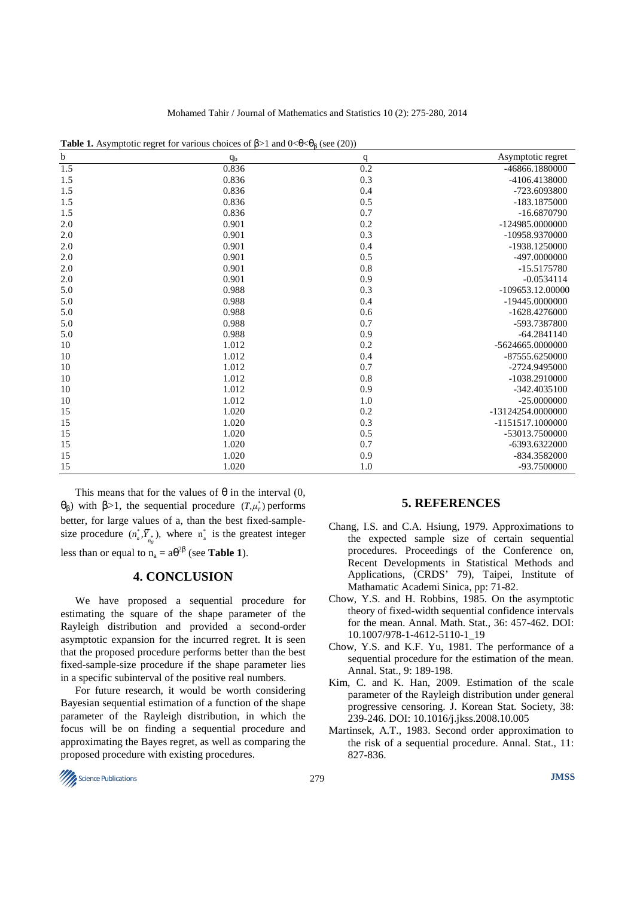**Table 1.** Asymptotic regret for various choices of $\beta>1$ and $0<\theta<\theta_\beta$ (see (20))

| b | $q_b$ | q | Asymptotic regret |
|---|---|---|---|
| 1.5 | 0.836 | 0.2 | -46866.1880000 |
| 1.5 | 0.836 | 0.3 | -4106.4138000 |
| 1.5 | 0.836 | 0.4 | -723.6093800 |
| 1.5 | 0.836 | 0.5 | -183.1875000 |
| 1.5 | 0.836 | 0.7 | -16.6870790 |
| 2.0 | 0.901 | 0.2 | -124985.0000000 |
| 2.0 | 0.901 | 0.3 | -10958.9370000 |
| 2.0 | 0.901 | 0.4 | -1938.1250000 |
| 2.0 | 0.901 | 0.5 | -497.0000000 |
| 2.0 | 0.901 | 0.8 | -15.5175780 |
| 2.0 | 0.901 | 0.9 | -0.0534114 |
| 5.0 | 0.988 | 0.3 | -109653.12.00000 |
| 5.0 | 0.988 | 0.4 | -19445.0000000 |
| 5.0 | 0.988 | 0.6 | -1628.4276000 |
| 5.0 | 0.988 | 0.7 | -593.7387800 |
| 5.0 | 0.988 | 0.9 | -64.2841140 |
| 10 | 1.012 | 0.2 | -5624665.0000000 |
| 10 | 1.012 | 0.4 | -87555.6250000 |
| 10 | 1.012 | 0.7 | -2724.9495000 |
| 10 | 1.012 | 0.8 | -1038.2910000 |
| 10 | 1.012 | 0.9 | -342.4035100 |
| 10 | 1.012 | 1.0 | -25.0000000 |
| 15 | 1.020 | 0.2 | -13124254.0000000 |
| 15 | 1.020 | 0.3 | -1151517.1000000 |
| 15 | 1.020 | 0.5 | -53013.7500000 |
| 15 | 1.020 | 0.7 | -6393.6322000 |
| 15 | 1.020 | 0.9 | -834.3582000 |
| 15 | 1.020 | 1.0 | -93.7500000 |

This means that for the values of $\theta$ in the interval $(0, \theta_\beta)$ with $\beta>1$, the sequential procedure $(T, \mu_T^*)$ performs better, for large values of a, than the best fixed-sample-size procedure $(n_a^*, \bar{Y}_{n_a^*})$, where $n_a^*$ is the greatest integer less than or equal to $n_a = a\theta^{2\beta}$ (see **Table 1**).

## 4. CONCLUSION

We have proposed a sequential procedure for estimating the square of the shape parameter of the Rayleigh distribution and provided a second-order asymptotic expansion for the incurred regret. It is seen that the proposed procedure performs better than the best fixed-sample-size procedure if the shape parameter lies in a specific subinterval of the positive real numbers.

For future research, it would be worth considering Bayesian sequential estimation of a function of the shape parameter of the Rayleigh distribution, in which the focus will be on finding a sequential procedure and approximating the Bayes regret, as well as comparing the proposed procedure with existing procedures.

## 5. REFERENCES

Chang, I.S. and C.A. Hsiung, 1979. Approximations to the expected sample size of certain sequential procedures. Proceedings of the Conference on, Recent Developments in Statistical Methods and Applications, (CRDS' 79), Taipei, Institute of Mathamatic Academi Sinica, pp: 71-82.

Chow, Y.S. and H. Robbins, 1985. On the asymptotic theory of fixed-width sequential confidence intervals for the mean. Annal. Math. Stat., 36: 457-462. DOI: 10.1007/978-1-4612-5110-1_19

Chow, Y.S. and K.F. Yu, 1981. The performance of a sequential procedure for the estimation of the mean. Annal. Stat., 9: 189-198.

Kim, C. and K. Han, 2009. Estimation of the scale parameter of the Rayleigh distribution under general progressive censoring. J. Korean Stat. Society, 38: 239-246. DOI: 10.1016/j.jkss.2008.10.005

Martinsek, A.T., 1983. Second order approximation to the risk of a sequential procedure. Annal. Stat., 11: 827-836.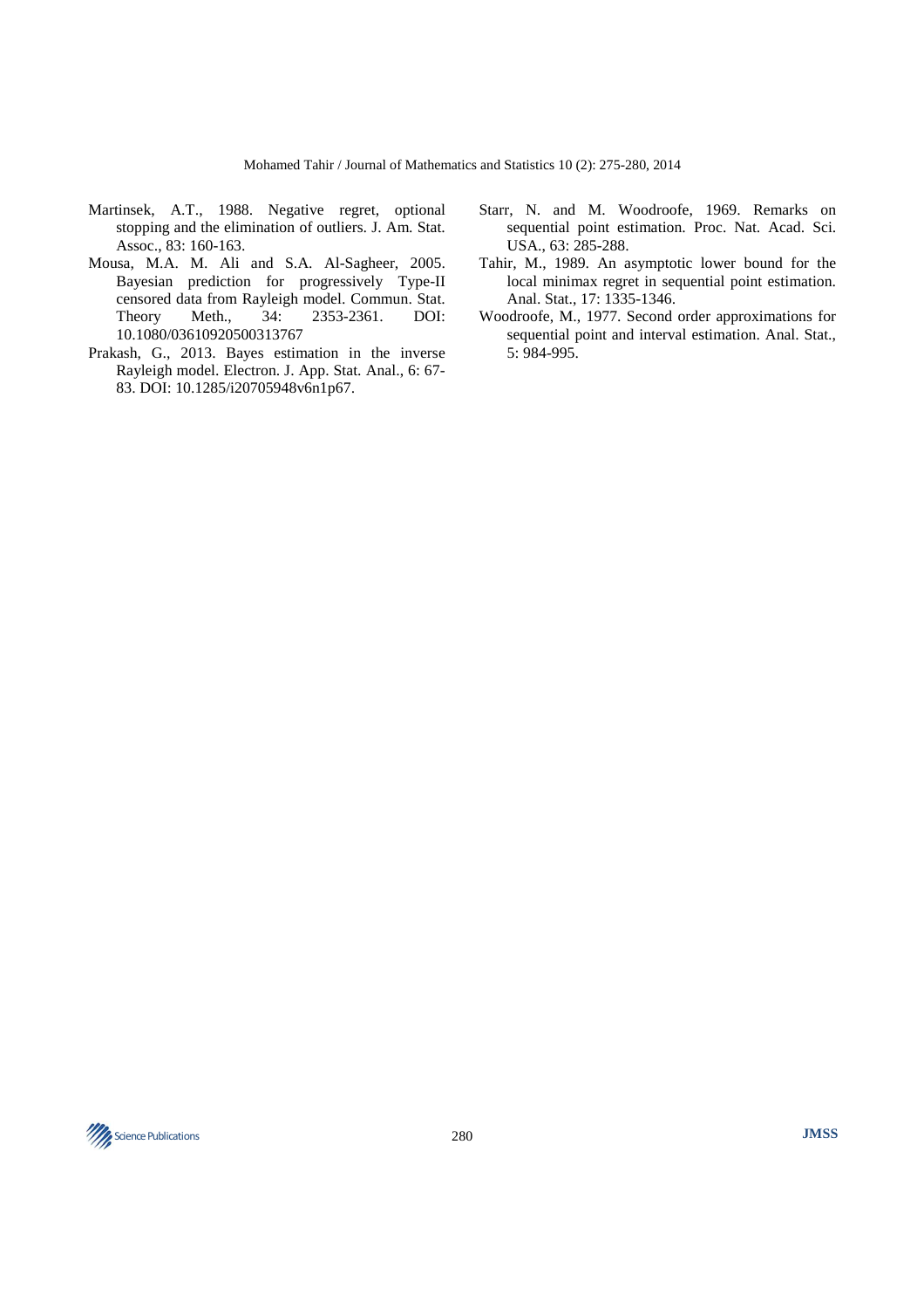Martinsek, A.T., 1988. Negative regret, optional stopping and the elimination of outliers. J. Am. Stat. Assoc., 83: 160-163.

Mousa, M.A. M. Ali and S.A. Al-Sagheer, 2005. Bayesian prediction for progressively Type-II censored data from Rayleigh model. Commun. Stat. Theory Meth., 34: 2353-2361. DOI: 10.1080/03610920500313767

Prakash, G., 2013. Bayes estimation in the inverse Rayleigh model. Electron. J. App. Stat. Anal., 6: 67-83. DOI: 10.1285/i20705948v6n1p67.

Starr, N. and M. Woodroofe, 1969. Remarks on sequential point estimation. Proc. Nat. Acad. Sci. USA., 63: 285-288.

Tahir, M., 1989. An asymptotic lower bound for the local minimax regret in sequential point estimation. Anal. Stat., 17: 1335-1346.

Woodroofe, M., 1977. Second order approximations for sequential point and interval estimation. Anal. Stat., 5: 984-995.